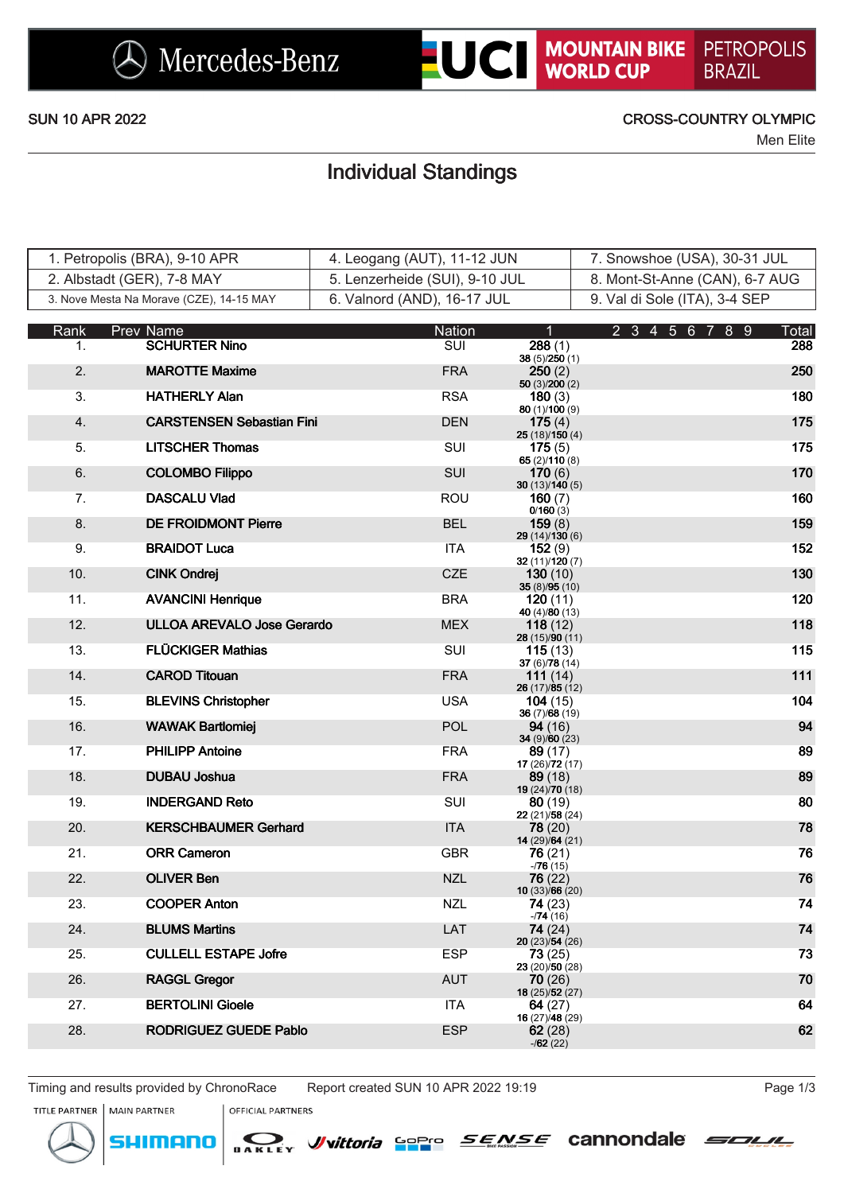Mercedes-Benz | UCI MOUNTAIN BIKE WORLD CUP | PETROPOLIS BRAZIL

SUN 10 APR 2022

CROSS-COUNTRY OLYMPIC

Men Elite

# Individual Standings

| | | |
|---|---|---|
| 1. Petropolis (BRA), 9-10 APR | 4. Leogang (AUT), 11-12 JUN | 7. Snowshoe (USA), 30-31 JUL |
| 2. Albstadt (GER), 7-8 MAY | 5. Lenzerheide (SUI), 9-10 JUL | 8. Mont-St-Anne (CAN), 6-7 AUG |
| 3. Nove Mesta Na Morave (CZE), 14-15 MAY | 6. Valnord (AND), 16-17 JUL | 9. Val di Sole (ITA), 3-4 SEP |

| Rank | Prev | Name | Nation | 1 | 2 | 3 | 4 | 5 | 6 | 7 | 8 | 9 | Total |
|---|---|---|---|---|---|---|---|---|---|---|---|---|---|
| 1. | | **SCHURTER Nino** | SUI | **288** (1)<br>**38** (5)/**250** (1) | | | | | | | | | **288** |
| 2. | | **MAROTTE Maxime** | FRA | **250** (2)<br>**50** (3)/**200** (2) | | | | | | | | | **250** |
| 3. | | **HATHERLY Alan** | RSA | **180** (3)<br>**80** (1)/**100** (9) | | | | | | | | | **180** |
| 4. | | **CARSTENSEN Sebastian Fini** | DEN | **175** (4)<br>**25** (18)/**150** (4) | | | | | | | | | **175** |
| 5. | | **LITSCHER Thomas** | SUI | **175** (5)<br>**65** (2)/**110** (8) | | | | | | | | | **175** |
| 6. | | **COLOMBO Filippo** | SUI | **170** (6)<br>**30** (13)/**140** (5) | | | | | | | | | **170** |
| 7. | | **DASCALU Vlad** | ROU | **160** (7)<br>**0**/**160** (3) | | | | | | | | | **160** |
| 8. | | **DE FROIDMONT Pierre** | BEL | **159** (8)<br>**29** (14)/**130** (6) | | | | | | | | | **159** |
| 9. | | **BRAIDOT Luca** | ITA | **152** (9)<br>**32** (11)/**120** (7) | | | | | | | | | **152** |
| 10. | | **CINK Ondrej** | CZE | **130** (10)<br>**35** (8)/**95** (10) | | | | | | | | | **130** |
| 11. | | **AVANCINI Henrique** | BRA | **120** (11)<br>**40** (4)/**80** (13) | | | | | | | | | **120** |
| 12. | | **ULLOA AREVALO Jose Gerardo** | MEX | **118** (12)<br>**28** (15)/**90** (11) | | | | | | | | | **118** |
| 13. | | **FLÜCKIGER Mathias** | SUI | **115** (13)<br>**37** (6)/**78** (14) | | | | | | | | | **115** |
| 14. | | **CAROD Titouan** | FRA | **111** (14)<br>**26** (17)/**85** (12) | | | | | | | | | **111** |
| 15. | | **BLEVINS Christopher** | USA | **104** (15)<br>**36** (7)/**68** (19) | | | | | | | | | **104** |
| 16. | | **WAWAK Bartlomiej** | POL | **94** (16)<br>**34** (9)/**60** (23) | | | | | | | | | **94** |
| 17. | | **PHILIPP Antoine** | FRA | **89** (17)<br>**17** (26)/**72** (17) | | | | | | | | | **89** |
| 18. | | **DUBAU Joshua** | FRA | **89** (18)<br>**19** (24)/**70** (18) | | | | | | | | | **89** |
| 19. | | **INDERGAND Reto** | SUI | **80** (19)<br>**22** (21)/**58** (24) | | | | | | | | | **80** |
| 20. | | **KERSCHBAUMER Gerhard** | ITA | **78** (20)<br>**14** (29)/**64** (21) | | | | | | | | | **78** |
| 21. | | **ORR Cameron** | GBR | **76** (21)<br>-/**76** (15) | | | | | | | | | **76** |
| 22. | | **OLIVER Ben** | NZL | **76** (22)<br>**10** (33)/**66** (20) | | | | | | | | | **76** |
| 23. | | **COOPER Anton** | NZL | **74** (23)<br>-/**74** (16) | | | | | | | | | **74** |
| 24. | | **BLUMS Martins** | LAT | **74** (24)<br>**20** (23)/**54** (26) | | | | | | | | | **74** |
| 25. | | **CULLELL ESTAPE Jofre** | ESP | **73** (25)<br>**23** (20)/**50** (28) | | | | | | | | | **73** |
| 26. | | **RAGGL Gregor** | AUT | **70** (26)<br>**18** (25)/**52** (27) | | | | | | | | | **70** |
| 27. | | **BERTOLINI Gioele** | ITA | **64** (27)<br>**16** (27)/**48** (29) | | | | | | | | | **64** |
| 28. | | **RODRIGUEZ GUEDE Pablo** | ESP | **62** (28)<br>-/**62** (22) | | | | | | | | | **62** |

Timing and results provided by ChronoRace — Report created SUN 10 APR 2022 19:19

TITLE PARTNER: Mercedes-Benz | MAIN PARTNER: SHIMANO | OFFICIAL PARTNERS: OAKLEY, Vittoria, GoPro, SENSE, cannondale, SOLIL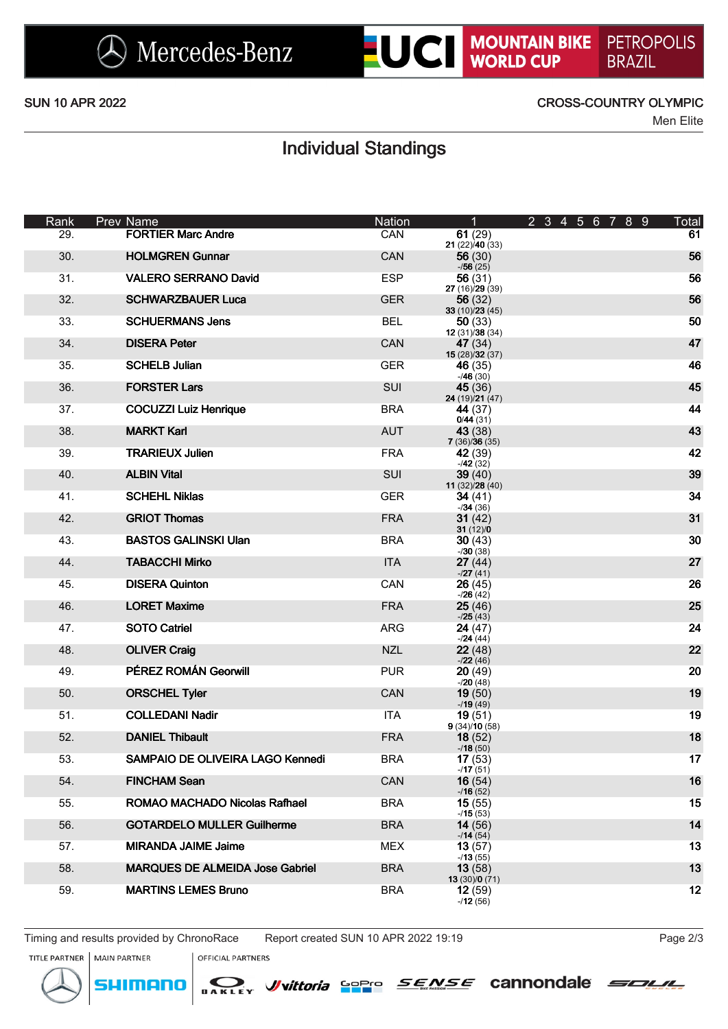SUN 10 APR 2022

CROSS-COUNTRY OLYMPIC

Men Elite

# Individual Standings

| Rank | Prev | Name | Nation | 1 | 2 | 3 | 4 | 5 | 6 | 7 | 8 | 9 | Total |
|---|---|---|---|---|---|---|---|---|---|---|---|---|---|
| 29. | | FORTIER Marc Andre | CAN | **61** (29) **21** (22)/**40** (33) | | | | | | | | | **61** |
| 30. | | HOLMGREN Gunnar | CAN | **56** (30) -/**56** (25) | | | | | | | | | **56** |
| 31. | | VALERO SERRANO David | ESP | **56** (31) **27** (16)/**29** (39) | | | | | | | | | **56** |
| 32. | | SCHWARZBAUER Luca | GER | **56** (32) **33** (10)/**23** (45) | | | | | | | | | **56** |
| 33. | | SCHUERMANS Jens | BEL | **50** (33) **12** (31)/**38** (34) | | | | | | | | | **50** |
| 34. | | DISERA Peter | CAN | **47** (34) **15** (28)/**32** (37) | | | | | | | | | **47** |
| 35. | | SCHELB Julian | GER | **46** (35) -/**46** (30) | | | | | | | | | **46** |
| 36. | | FORSTER Lars | SUI | **45** (36) **24** (19)/**21** (47) | | | | | | | | | **45** |
| 37. | | COCUZZI Luiz Henrique | BRA | **44** (37) **0**/**44** (31) | | | | | | | | | **44** |
| 38. | | MARKT Karl | AUT | **43** (38) **7** (36)/**36** (35) | | | | | | | | | **43** |
| 39. | | TRARIEUX Julien | FRA | **42** (39) -/**42** (32) | | | | | | | | | **42** |
| 40. | | ALBIN Vital | SUI | **39** (40) **11** (32)/**28** (40) | | | | | | | | | **39** |
| 41. | | SCHEHL Niklas | GER | **34** (41) -/**34** (36) | | | | | | | | | **34** |
| 42. | | GRIOT Thomas | FRA | **31** (42) **31** (12)/**0** | | | | | | | | | **31** |
| 43. | | BASTOS GALINSKI Ulan | BRA | **30** (43) -/**30** (38) | | | | | | | | | **30** |
| 44. | | TABACCHI Mirko | ITA | **27** (44) -/**27** (41) | | | | | | | | | **27** |
| 45. | | DISERA Quinton | CAN | **26** (45) -/**26** (42) | | | | | | | | | **26** |
| 46. | | LORET Maxime | FRA | **25** (46) -/**25** (43) | | | | | | | | | **25** |
| 47. | | SOTO Catriel | ARG | **24** (47) -/**24** (44) | | | | | | | | | **24** |
| 48. | | OLIVER Craig | NZL | **22** (48) -/**22** (46) | | | | | | | | | **22** |
| 49. | | PÉREZ ROMÁN Georwill | PUR | **20** (49) -/**20** (48) | | | | | | | | | **20** |
| 50. | | ORSCHEL Tyler | CAN | **19** (50) -/**19** (49) | | | | | | | | | **19** |
| 51. | | COLLEDANI Nadir | ITA | **19** (51) **9** (34)/**10** (58) | | | | | | | | | **19** |
| 52. | | DANIEL Thibault | FRA | **18** (52) -/**18** (50) | | | | | | | | | **18** |
| 53. | | SAMPAIO DE OLIVEIRA LAGO Kennedi | BRA | **17** (53) -/**17** (51) | | | | | | | | | **17** |
| 54. | | FINCHAM Sean | CAN | **16** (54) -/**16** (52) | | | | | | | | | **16** |
| 55. | | ROMAO MACHADO Nicolas Rafhael | BRA | **15** (55) -/**15** (53) | | | | | | | | | **15** |
| 56. | | GOTARDELO MULLER Guilherme | BRA | **14** (56) -/**14** (54) | | | | | | | | | **14** |
| 57. | | MIRANDA JAIME Jaime | MEX | **13** (57) -/**13** (55) | | | | | | | | | **13** |
| 58. | | MARQUES DE ALMEIDA Jose Gabriel | BRA | **13** (58) **13** (30)/**0** (71) | | | | | | | | | **13** |
| 59. | | MARTINS LEMES Bruno | BRA | **12** (59) -/**12** (56) | | | | | | | | | **12** |

Timing and results provided by ChronoRace Report created SUN 10 APR 2022 19:19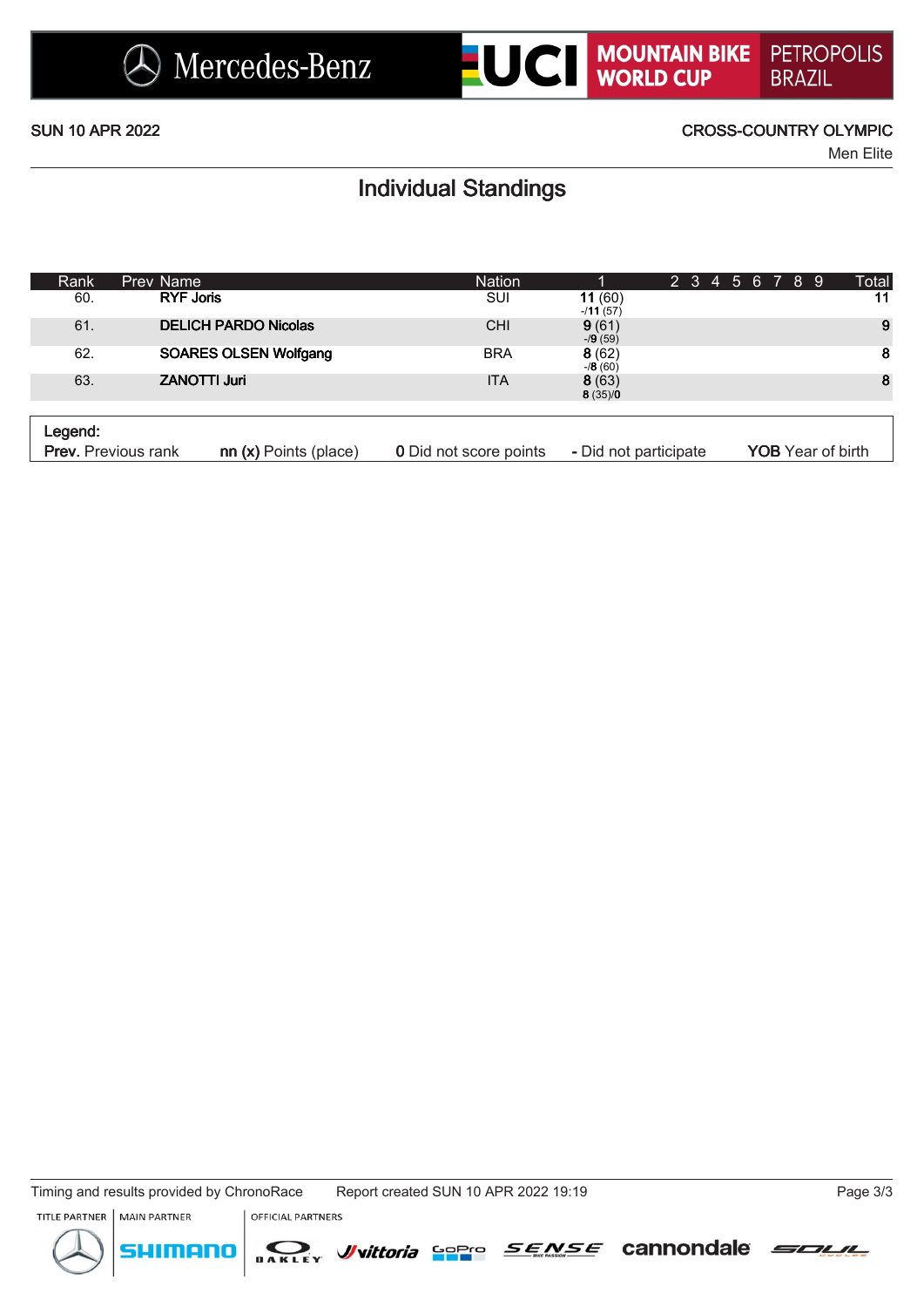SUN 10 APR 2022

CROSS-COUNTRY OLYMPIC

Men Elite

## Individual Standings

| Rank | Prev | Name | Nation | 1 | 2 | 3 | 4 | 5 | 6 | 7 | 8 | 9 | Total |
|---|---|---|---|---|---|---|---|---|---|---|---|---|---|
| 60. | | **RYF Joris** | SUI | **11** (60) -/**11** (57) | | | | | | | | | **11** |
| 61. | | **DELICH PARDO Nicolas** | CHI | **9** (61) -/**9** (59) | | | | | | | | | **9** |
| 62. | | **SOARES OLSEN Wolfgang** | BRA | **8** (62) -/**8** (60) | | | | | | | | | **8** |
| 63. | | **ZANOTTI Juri** | ITA | **8** (63) **8** (35)/**0** | | | | | | | | | **8** |

Legend:
**Prev.** Previous rank **nn (x)** Points (place) **0** Did not score points **-** Did not participate **YOB** Year of birth

Timing and results provided by ChronoRace Report created SUN 10 APR 2022 19:19